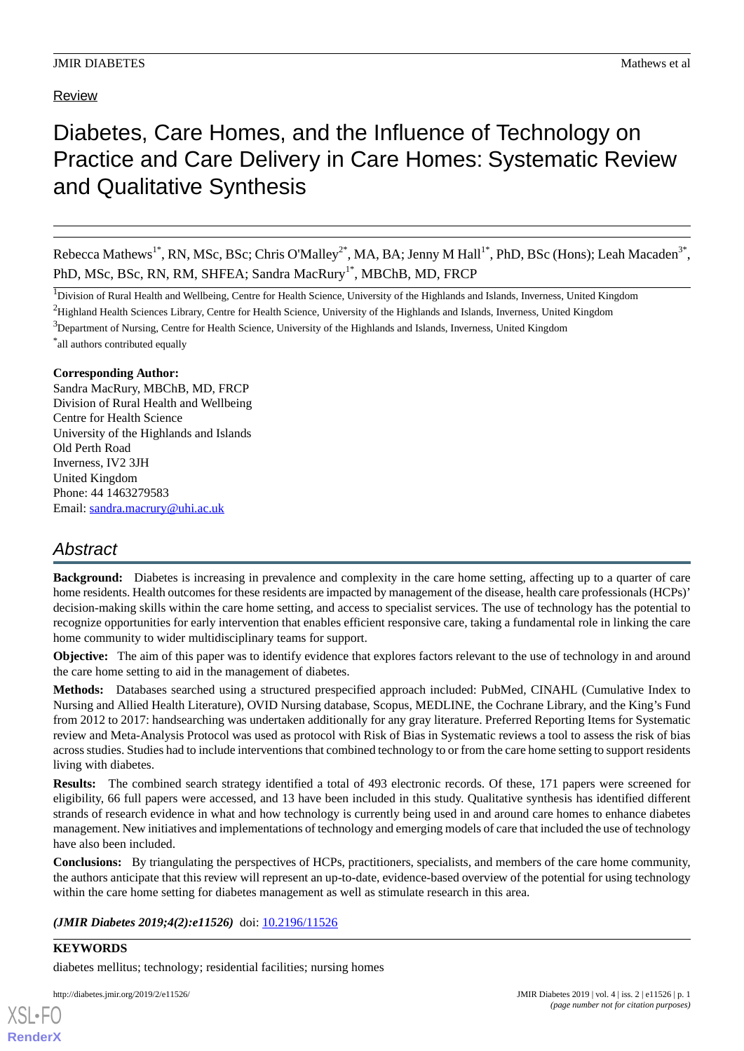Review

# Diabetes, Care Homes, and the Influence of Technology on Practice and Care Delivery in Care Homes: Systematic Review and Qualitative Synthesis

Rebecca Mathews[1*], RN, MSc, BSc; Chris O'Malley[2*], MA, BA; Jenny M Hall[1*], PhD, BSc (Hons); Leah Macaden[3*], PhD, MSc, BSc, RN, RM, SHFEA; Sandra MacRury[1*], MBChB, MD, FRCP

[1]Division of Rural Health and Wellbeing, Centre for Health Science, University of the Highlands and Islands, Inverness, United Kingdom

[2]Highland Health Sciences Library, Centre for Health Science, University of the Highlands and Islands, Inverness, United Kingdom

[3]Department of Nursing, Centre for Health Science, University of the Highlands and Islands, Inverness, United Kingdom

[*]all authors contributed equally

**Corresponding Author:**
Sandra MacRury, MBChB, MD, FRCP
Division of Rural Health and Wellbeing
Centre for Health Science
University of the Highlands and Islands
Old Perth Road
Inverness, IV2 3JH
United Kingdom
Phone: 44 1463279583
Email: sandra.macrury@uhi.ac.uk

## *Abstract*

**Background:** Diabetes is increasing in prevalence and complexity in the care home setting, affecting up to a quarter of care home residents. Health outcomes for these residents are impacted by management of the disease, health care professionals (HCPs)' decision-making skills within the care home setting, and access to specialist services. The use of technology has the potential to recognize opportunities for early intervention that enables efficient responsive care, taking a fundamental role in linking the care home community to wider multidisciplinary teams for support.

**Objective:** The aim of this paper was to identify evidence that explores factors relevant to the use of technology in and around the care home setting to aid in the management of diabetes.

**Methods:** Databases searched using a structured prespecified approach included: PubMed, CINAHL (Cumulative Index to Nursing and Allied Health Literature), OVID Nursing database, Scopus, MEDLINE, the Cochrane Library, and the King's Fund from 2012 to 2017: handsearching was undertaken additionally for any gray literature. Preferred Reporting Items for Systematic review and Meta-Analysis Protocol was used as protocol with Risk of Bias in Systematic reviews a tool to assess the risk of bias across studies. Studies had to include interventions that combined technology to or from the care home setting to support residents living with diabetes.

**Results:** The combined search strategy identified a total of 493 electronic records. Of these, 171 papers were screened for eligibility, 66 full papers were accessed, and 13 have been included in this study. Qualitative synthesis has identified different strands of research evidence in what and how technology is currently being used in and around care homes to enhance diabetes management. New initiatives and implementations of technology and emerging models of care that included the use of technology have also been included.

**Conclusions:** By triangulating the perspectives of HCPs, practitioners, specialists, and members of the care home community, the authors anticipate that this review will represent an up-to-date, evidence-based overview of the potential for using technology within the care home setting for diabetes management as well as stimulate research in this area.

***(JMIR Diabetes 2019;4(2):e11526)*** doi: 10.2196/11526

**KEYWORDS**

diabetes mellitus; technology; residential facilities; nursing homes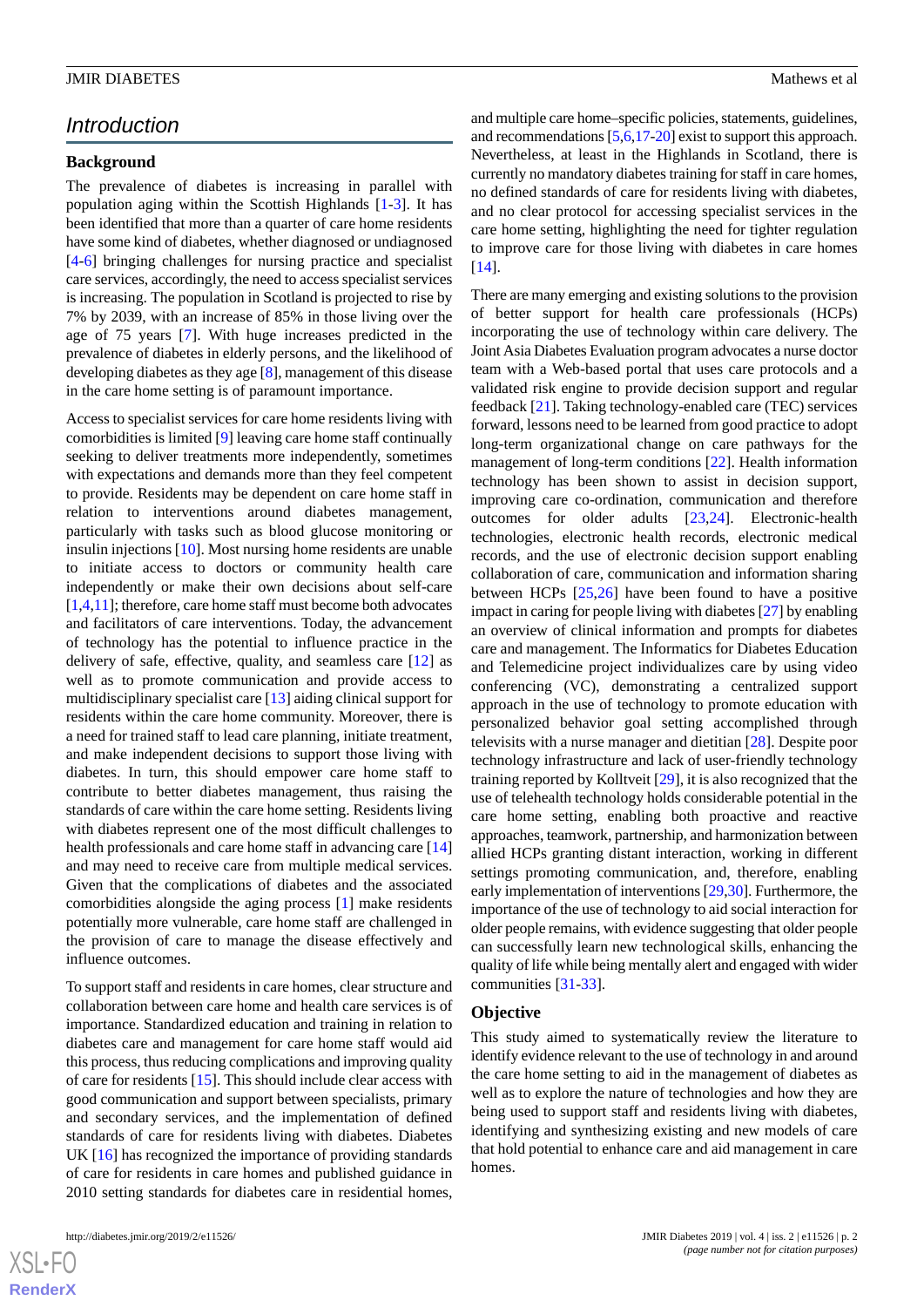## Introduction

### Background

The prevalence of diabetes is increasing in parallel with population aging within the Scottish Highlands [1-3]. It has been identified that more than a quarter of care home residents have some kind of diabetes, whether diagnosed or undiagnosed [4-6] bringing challenges for nursing practice and specialist care services, accordingly, the need to access specialist services is increasing. The population in Scotland is projected to rise by 7% by 2039, with an increase of 85% in those living over the age of 75 years [7]. With huge increases predicted in the prevalence of diabetes in elderly persons, and the likelihood of developing diabetes as they age [8], management of this disease in the care home setting is of paramount importance.

Access to specialist services for care home residents living with comorbidities is limited [9] leaving care home staff continually seeking to deliver treatments more independently, sometimes with expectations and demands more than they feel competent to provide. Residents may be dependent on care home staff in relation to interventions around diabetes management, particularly with tasks such as blood glucose monitoring or insulin injections [10]. Most nursing home residents are unable to initiate access to doctors or community health care independently or make their own decisions about self-care [1,4,11]; therefore, care home staff must become both advocates and facilitators of care interventions. Today, the advancement of technology has the potential to influence practice in the delivery of safe, effective, quality, and seamless care [12] as well as to promote communication and provide access to multidisciplinary specialist care [13] aiding clinical support for residents within the care home community. Moreover, there is a need for trained staff to lead care planning, initiate treatment, and make independent decisions to support those living with diabetes. In turn, this should empower care home staff to contribute to better diabetes management, thus raising the standards of care within the care home setting. Residents living with diabetes represent one of the most difficult challenges to health professionals and care home staff in advancing care [14] and may need to receive care from multiple medical services. Given that the complications of diabetes and the associated comorbidities alongside the aging process [1] make residents potentially more vulnerable, care home staff are challenged in the provision of care to manage the disease effectively and influence outcomes.

To support staff and residents in care homes, clear structure and collaboration between care home and health care services is of importance. Standardized education and training in relation to diabetes care and management for care home staff would aid this process, thus reducing complications and improving quality of care for residents [15]. This should include clear access with good communication and support between specialists, primary and secondary services, and the implementation of defined standards of care for residents living with diabetes. Diabetes UK [16] has recognized the importance of providing standards of care for residents in care homes and published guidance in 2010 setting standards for diabetes care in residential homes, and multiple care home–specific policies, statements, guidelines, and recommendations [5,6,17-20] exist to support this approach. Nevertheless, at least in the Highlands in Scotland, there is currently no mandatory diabetes training for staff in care homes, no defined standards of care for residents living with diabetes, and no clear protocol for accessing specialist services in the care home setting, highlighting the need for tighter regulation to improve care for those living with diabetes in care homes [14].

There are many emerging and existing solutions to the provision of better support for health care professionals (HCPs) incorporating the use of technology within care delivery. The Joint Asia Diabetes Evaluation program advocates a nurse doctor team with a Web-based portal that uses care protocols and a validated risk engine to provide decision support and regular feedback [21]. Taking technology-enabled care (TEC) services forward, lessons need to be learned from good practice to adopt long-term organizational change on care pathways for the management of long-term conditions [22]. Health information technology has been shown to assist in decision support, improving care co-ordination, communication and therefore outcomes for older adults [23,24]. Electronic-health technologies, electronic health records, electronic medical records, and the use of electronic decision support enabling collaboration of care, communication and information sharing between HCPs [25,26] have been found to have a positive impact in caring for people living with diabetes [27] by enabling an overview of clinical information and prompts for diabetes care and management. The Informatics for Diabetes Education and Telemedicine project individualizes care by using video conferencing (VC), demonstrating a centralized support approach in the use of technology to promote education with personalized behavior goal setting accomplished through televisits with a nurse manager and dietitian [28]. Despite poor technology infrastructure and lack of user-friendly technology training reported by Kolltveit [29], it is also recognized that the use of telehealth technology holds considerable potential in the care home setting, enabling both proactive and reactive approaches, teamwork, partnership, and harmonization between allied HCPs granting distant interaction, working in different settings promoting communication, and, therefore, enabling early implementation of interventions [29,30]. Furthermore, the importance of the use of technology to aid social interaction for older people remains, with evidence suggesting that older people can successfully learn new technological skills, enhancing the quality of life while being mentally alert and engaged with wider communities [31-33].

### Objective

This study aimed to systematically review the literature to identify evidence relevant to the use of technology in and around the care home setting to aid in the management of diabetes as well as to explore the nature of technologies and how they are being used to support staff and residents living with diabetes, identifying and synthesizing existing and new models of care that hold potential to enhance care and aid management in care homes.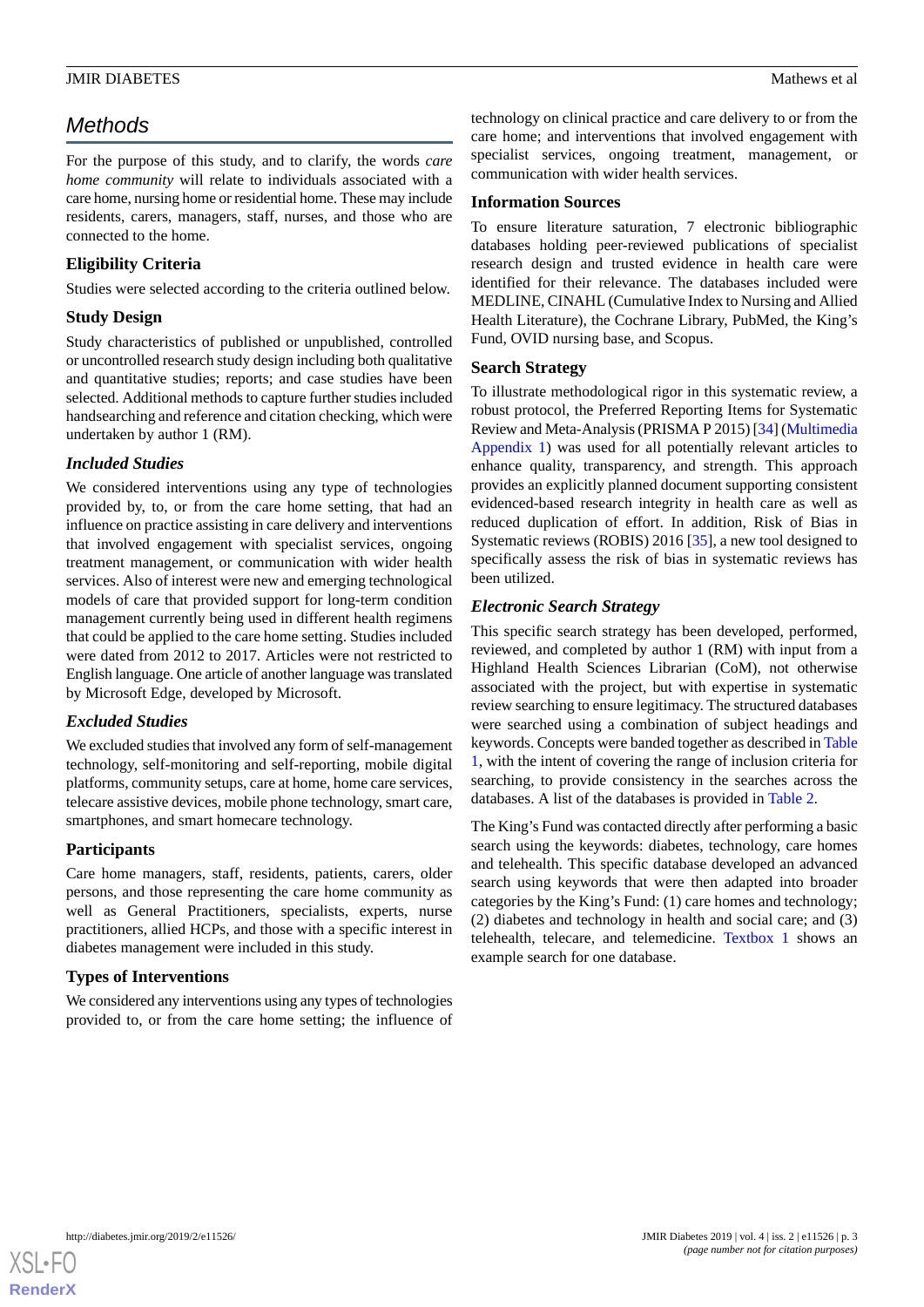## Methods

For the purpose of this study, and to clarify, the words *care home community* will relate to individuals associated with a care home, nursing home or residential home. These may include residents, carers, managers, staff, nurses, and those who are connected to the home.

### Eligibility Criteria

Studies were selected according to the criteria outlined below.

### Study Design

Study characteristics of published or unpublished, controlled or uncontrolled research study design including both qualitative and quantitative studies; reports; and case studies have been selected. Additional methods to capture further studies included handsearching and reference and citation checking, which were undertaken by author 1 (RM).

#### *Included Studies*

We considered interventions using any type of technologies provided by, to, or from the care home setting, that had an influence on practice assisting in care delivery and interventions that involved engagement with specialist services, ongoing treatment management, or communication with wider health services. Also of interest were new and emerging technological models of care that provided support for long-term condition management currently being used in different health regimens that could be applied to the care home setting. Studies included were dated from 2012 to 2017. Articles were not restricted to English language. One article of another language was translated by Microsoft Edge, developed by Microsoft.

#### *Excluded Studies*

We excluded studies that involved any form of self-management technology, self-monitoring and self-reporting, mobile digital platforms, community setups, care at home, home care services, telecare assistive devices, mobile phone technology, smart care, smartphones, and smart homecare technology.

### Participants

Care home managers, staff, residents, patients, carers, older persons, and those representing the care home community as well as General Practitioners, specialists, experts, nurse practitioners, allied HCPs, and those with a specific interest in diabetes management were included in this study.

### Types of Interventions

We considered any interventions using any types of technologies provided to, or from the care home setting; the influence of technology on clinical practice and care delivery to or from the care home; and interventions that involved engagement with specialist services, ongoing treatment, management, or communication with wider health services.

### Information Sources

To ensure literature saturation, 7 electronic bibliographic databases holding peer-reviewed publications of specialist research design and trusted evidence in health care were identified for their relevance. The databases included were MEDLINE, CINAHL (Cumulative Index to Nursing and Allied Health Literature), the Cochrane Library, PubMed, the King's Fund, OVID nursing base, and Scopus.

### Search Strategy

To illustrate methodological rigor in this systematic review, a robust protocol, the Preferred Reporting Items for Systematic Review and Meta-Analysis (PRISMA P 2015) [34] (Multimedia Appendix 1) was used for all potentially relevant articles to enhance quality, transparency, and strength. This approach provides an explicitly planned document supporting consistent evidenced-based research integrity in health care as well as reduced duplication of effort. In addition, Risk of Bias in Systematic reviews (ROBIS) 2016 [35], a new tool designed to specifically assess the risk of bias in systematic reviews has been utilized.

#### *Electronic Search Strategy*

This specific search strategy has been developed, performed, reviewed, and completed by author 1 (RM) with input from a Highland Health Sciences Librarian (CoM), not otherwise associated with the project, but with expertise in systematic review searching to ensure legitimacy. The structured databases were searched using a combination of subject headings and keywords. Concepts were banded together as described in Table 1, with the intent of covering the range of inclusion criteria for searching, to provide consistency in the searches across the databases. A list of the databases is provided in Table 2.

The King's Fund was contacted directly after performing a basic search using the keywords: diabetes, technology, care homes and telehealth. This specific database developed an advanced search using keywords that were then adapted into broader categories by the King's Fund: (1) care homes and technology; (2) diabetes and technology in health and social care; and (3) telehealth, telecare, and telemedicine. Textbox 1 shows an example search for one database.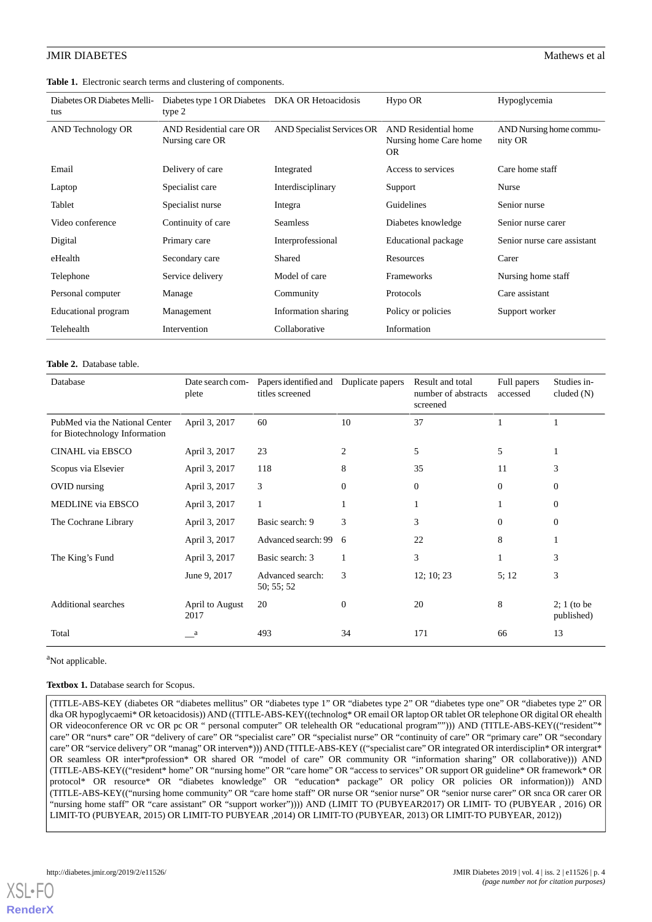**Table 1.** Electronic search terms and clustering of components.

| Diabetes OR Diabetes Mellitus | Diabetes type 1 OR Diabetes type 2 | DKA OR Hetoacidosis | Hypo OR | Hypoglycemia |
|---|---|---|---|---|
| AND Technology OR | AND Residential care OR Nursing care OR | AND Specialist Services OR | AND Residential home Nursing home Care home OR | AND Nursing home community OR |
| Email | Delivery of care | Integrated | Access to services | Care home staff |
| Laptop | Specialist care | Interdisciplinary | Support | Nurse |
| Tablet | Specialist nurse | Integra | Guidelines | Senior nurse |
| Video conference | Continuity of care | Seamless | Diabetes knowledge | Senior nurse carer |
| Digital | Primary care | Interprofessional | Educational package | Senior nurse care assistant |
| eHealth | Secondary care | Shared | Resources | Carer |
| Telephone | Service delivery | Model of care | Frameworks | Nursing home staff |
| Personal computer | Manage | Community | Protocols | Care assistant |
| Educational program | Management | Information sharing | Policy or policies | Support worker |
| Telehealth | Intervention | Collaborative | Information | |

**Table 2.** Database table.

| Database | Date search complete | Papers identified and titles screened | Duplicate papers | Result and total number of abstracts screened | Full papers accessed | Studies included (N) |
|---|---|---|---|---|---|---|
| PubMed via the National Center for Biotechnology Information | April 3, 2017 | 60 | 10 | 37 | 1 | 1 |
| CINAHL via EBSCO | April 3, 2017 | 23 | 2 | 5 | 5 | 1 |
| Scopus via Elsevier | April 3, 2017 | 118 | 8 | 35 | 11 | 3 |
| OVID nursing | April 3, 2017 | 3 | 0 | 0 | 0 | 0 |
| MEDLINE via EBSCO | April 3, 2017 | 1 | 1 | 1 | 1 | 0 |
| The Cochrane Library | April 3, 2017 | Basic search: 9 | 3 | 3 | 0 | 0 |
| | April 3, 2017 | Advanced search: 99 | 6 | 22 | 8 | 1 |
| The King's Fund | April 3, 2017 | Basic search: 3 | 1 | 3 | 1 | 3 |
| | June 9, 2017 | Advanced search: 50; 55; 52 | 3 | 12; 10; 23 | 5; 12 | 3 |
| Additional searches | April to August 2017 | 20 | 0 | 20 | 8 | 2; 1 (to be published) |
| Total | —[a] | 493 | 34 | 171 | 66 | 13 |

[a]Not applicable.

**Textbox 1.** Database search for Scopus.

(TITLE-ABS-KEY (diabetes OR "diabetes mellitus" OR "diabetes type 1" OR "diabetes type 2" OR "diabetes type one" OR "diabetes type 2" OR dka OR hypoglycaemi* OR ketoacidosis)) AND ((TITLE-ABS-KEY((technolog* OR email OR laptop OR tablet OR telephone OR digital OR ehealth OR videoconference OR vc OR pc OR " personal computer" OR telehealth OR "educational program""))) AND (TITLE-ABS-KEY(("resident"* care" OR "nurs* care" OR "delivery of care" OR "specialist care" OR "specialist nurse" OR "continuity of care" OR "primary care" OR "secondary care" OR "service delivery" OR "manag" OR interven*))) AND (TITLE-ABS-KEY (("specialist care" OR integrated OR interdisciplin* OR intergrat* OR seamless OR inter*profession* OR shared OR "model of care" OR community OR "information sharing" OR collaborative))) AND (TITLE-ABS-KEY(("resident* home" OR "nursing home" OR "care home" OR "access to services" OR support OR guideline* OR framework* OR protocol* OR resource* OR "diabetes knowledge" OR "education* package" OR policy OR policies OR information))) AND (TITLE-ABS-KEY(("nursing home community" OR "care home staff" OR nurse OR "senior nurse" OR "senior nurse carer" OR snca OR carer OR "nursing home staff" OR "care assistant" OR "support worker")))) AND (LIMIT TO (PUBYEAR2017) OR LIMIT- TO (PUBYEAR , 2016) OR LIMIT-TO (PUBYEAR, 2015) OR LIMIT-TO PUBYEAR ,2014) OR LIMIT-TO (PUBYEAR, 2013) OR LIMIT-TO PUBYEAR, 2012))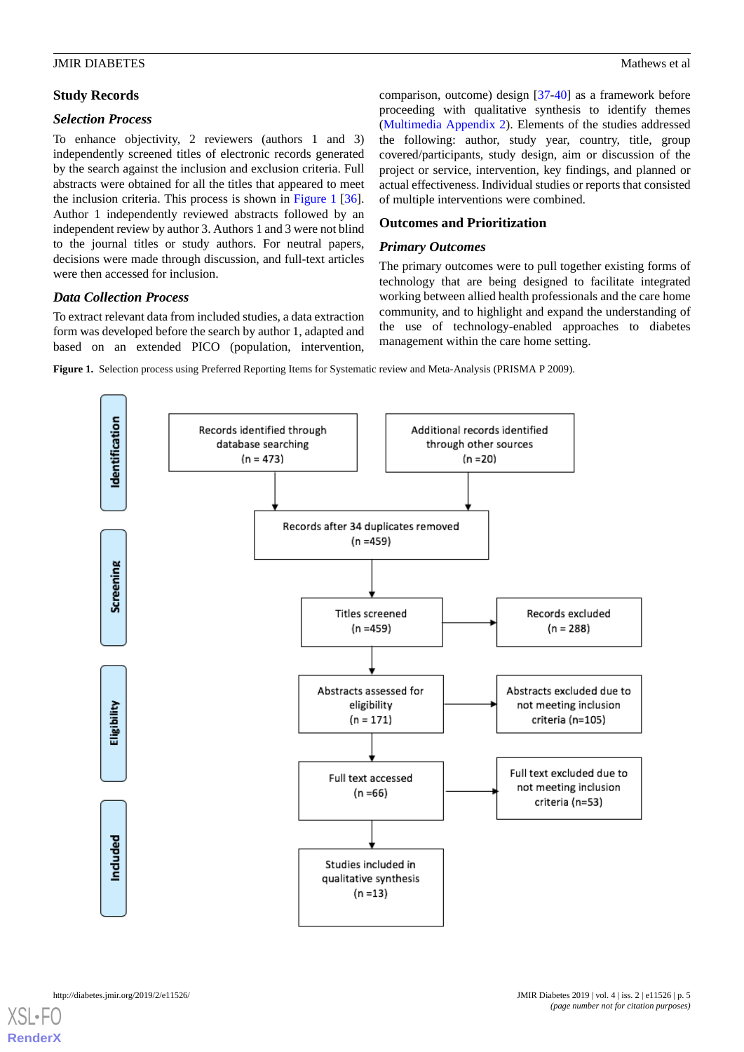## Study Records

### Selection Process

To enhance objectivity, 2 reviewers (authors 1 and 3) independently screened titles of electronic records generated by the search against the inclusion and exclusion criteria. Full abstracts were obtained for all the titles that appeared to meet the inclusion criteria. This process is shown in Figure 1 [36]. Author 1 independently reviewed abstracts followed by an independent review by author 3. Authors 1 and 3 were not blind to the journal titles or study authors. For neutral papers, decisions were made through discussion, and full-text articles were then accessed for inclusion.

### Data Collection Process

To extract relevant data from included studies, a data extraction form was developed before the search by author 1, adapted and based on an extended PICO (population, intervention, comparison, outcome) design [37-40] as a framework before proceeding with qualitative synthesis to identify themes (Multimedia Appendix 2). Elements of the studies addressed the following: author, study year, country, title, group covered/participants, study design, aim or discussion of the project or service, intervention, key findings, and planned or actual effectiveness. Individual studies or reports that consisted of multiple interventions were combined.

## Outcomes and Prioritization

### Primary Outcomes

The primary outcomes were to pull together existing forms of technology that are being designed to facilitate integrated working between allied health professionals and the care home community, and to highlight and expand the understanding of the use of technology-enabled approaches to diabetes management within the care home setting.

**Figure 1.** Selection process using Preferred Reporting Items for Systematic review and Meta-Analysis (PRISMA P 2009).

**Identification**
- Records identified through database searching (n = 473)
- Additional records identified through other sources (n =20)

**Screening**
- Records after 34 duplicates removed (n =459)
- Titles screened (n =459) → Records excluded (n = 288)

**Eligibility**
- Abstracts assessed for eligibility (n = 171) → Abstracts excluded due to not meeting inclusion criteria (n=105)
- Full text accessed (n =66) → Full text excluded due to not meeting inclusion criteria (n=53)

**Included**
- Studies included in qualitative synthesis (n =13)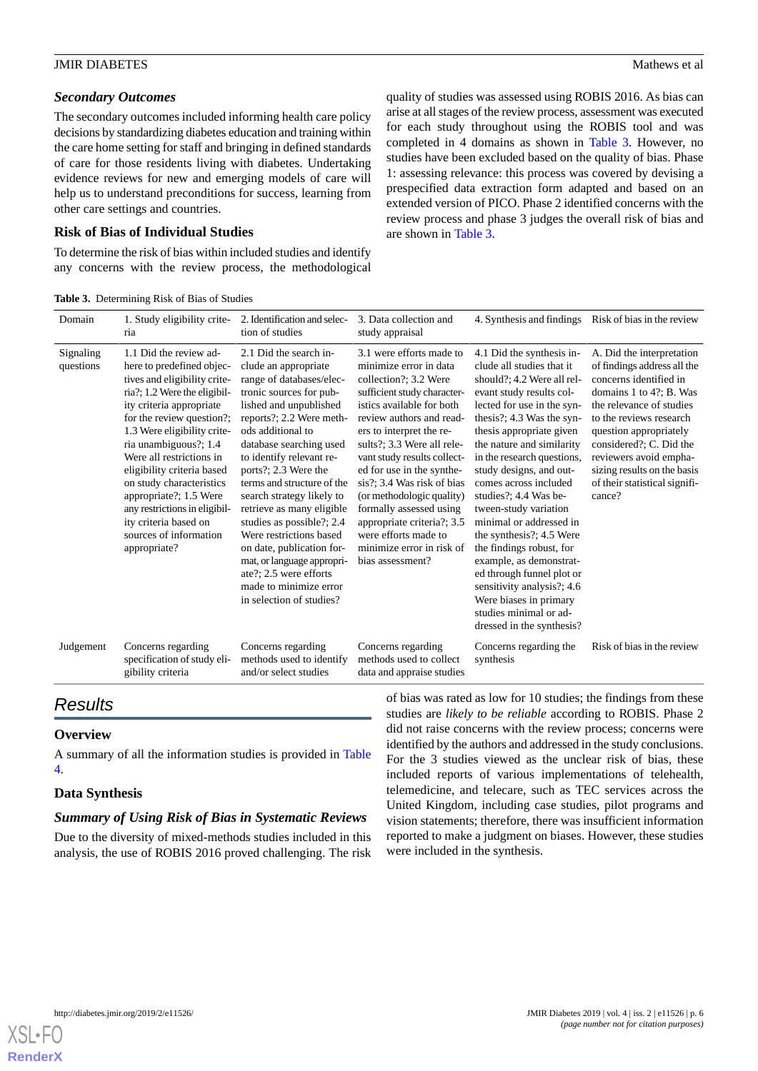### Secondary Outcomes

The secondary outcomes included informing health care policy decisions by standardizing diabetes education and training within the care home setting for staff and bringing in defined standards of care for those residents living with diabetes. Undertaking evidence reviews for new and emerging models of care will help us to understand preconditions for success, learning from other care settings and countries.

### Risk of Bias of Individual Studies

To determine the risk of bias within included studies and identify any concerns with the review process, the methodological quality of studies was assessed using ROBIS 2016. As bias can arise at all stages of the review process, assessment was executed for each study throughout using the ROBIS tool and was completed in 4 domains as shown in Table 3. However, no studies have been excluded based on the quality of bias. Phase 1: assessing relevance: this process was covered by devising a prespecified data extraction form adapted and based on an extended version of PICO. Phase 2 identified concerns with the review process and phase 3 judges the overall risk of bias and are shown in Table 3.

**Table 3.** Determining Risk of Bias of Studies

| Domain | 1. Study eligibility criteria | 2. Identification and selection of studies | 3. Data collection and study appraisal | 4. Synthesis and findings | Risk of bias in the review |
|---|---|---|---|---|---|
| Signaling questions | 1.1 Did the review adhere to predefined objectives and eligibility criteria?; 1.2 Were the eligibility criteria appropriate for the review question?; 1.3 Were eligibility criteria unambiguous?; 1.4 Were all restrictions in eligibility criteria based on study characteristics appropriate?; 1.5 Were any restrictions in eligibility criteria based on sources of information appropriate? | 2.1 Did the search include an appropriate range of databases/electronic sources for published and unpublished reports?; 2.2 Were methods additional to database searching used to identify relevant reports?; 2.3 Were the terms and structure of the search strategy likely to retrieve as many eligible studies as possible?; 2.4 Were restrictions based on date, publication format, or language appropriate?; 2.5 were efforts made to minimize error in selection of studies? | 3.1 were efforts made to minimize error in data collection?; 3.2 Were sufficient study characteristics available for both review authors and readers to interpret the results?; 3.3 Were all relevant study results collected for use in the synthesis?; 3.4 Was risk of bias (or methodologic quality) formally assessed using appropriate criteria?; 3.5 were efforts made to minimize error in risk of bias assessment? | 4.1 Did the synthesis include all studies that it should?; 4.2 Were all relevant study results collected for use in the synthesis?; 4.3 Was the synthesis appropriate given the nature and similarity in the research questions, study designs, and outcomes across included studies?; 4.4 Was between-study variation minimal or addressed in the synthesis?; 4.5 Were the findings robust, for example, as demonstrated through funnel plot or sensitivity analysis?; 4.6 Were biases in primary studies minimal or addressed in the synthesis? | A. Did the interpretation of findings address all the concerns identified in domains 1 to 4?; B. Was the relevance of studies to the reviews research question appropriately considered?; C. Did the reviewers avoid emphasizing results on the basis of their statistical significance? |
| Judgement | Concerns regarding specification of study eligibility criteria | Concerns regarding methods used to identify and/or select studies | Concerns regarding methods used to collect data and appraise studies | Concerns regarding the synthesis | Risk of bias in the review |

## Results

### Overview

A summary of all the information studies is provided in Table 4.

### Data Synthesis

#### *Summary of Using Risk of Bias in Systematic Reviews*

Due to the diversity of mixed-methods studies included in this analysis, the use of ROBIS 2016 proved challenging. The risk of bias was rated as low for 10 studies; the findings from these studies are *likely to be reliable* according to ROBIS. Phase 2 did not raise concerns with the review process; concerns were identified by the authors and addressed in the study conclusions. For the 3 studies viewed as the unclear risk of bias, these included reports of various implementations of telehealth, telemedicine, and telecare, such as TEC services across the United Kingdom, including case studies, pilot programs and vision statements; therefore, there was insufficient information reported to make a judgment on biases. However, these studies were included in the synthesis.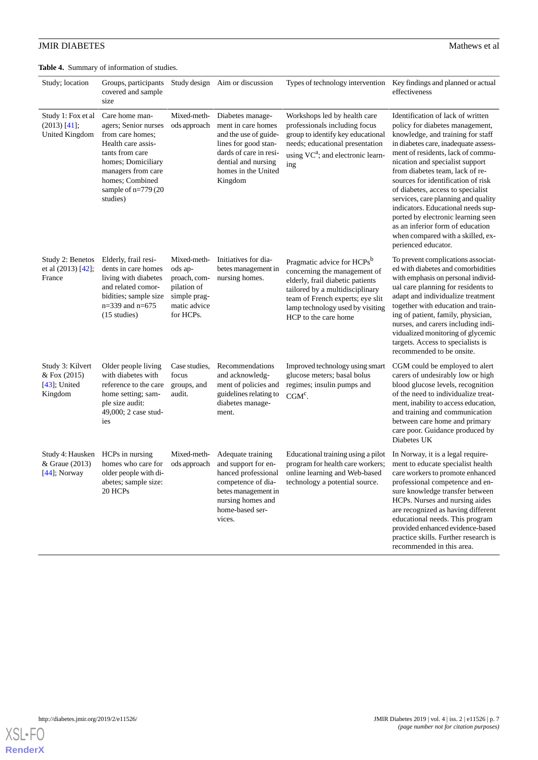**Table 4.** Summary of information of studies.

| Study; location | Groups, participants covered and sample size | Study design | Aim or discussion | Types of technology intervention | Key findings and planned or actual effectiveness |
|---|---|---|---|---|---|
| Study 1: Fox et al (2013) [41]; United Kingdom | Care home managers; Senior nurses from care homes; Health care assistants from care homes; Domiciliary managers from care homes; Combined sample of n=779 (20 studies) | Mixed-methods approach | Diabetes management in care homes and the use of guidelines for good standards of care in residential and nursing homes in the United Kingdom | Workshops led by health care professionals including focus group to identify key educational needs; educational presentation using VC[a]; and electronic learning | Identification of lack of written policy for diabetes management, knowledge, and training for staff in diabetes care, inadequate assessment of residents, lack of communication and specialist support from diabetes team, lack of resources for identification of risk of diabetes, access to specialist services, care planning and quality indicators. Educational needs supported by electronic learning seen as an inferior form of education when compared with a skilled, experienced educator. |
| Study 2: Benetos et al (2013) [42]; France | Elderly, frail residents in care homes living with diabetes and related comorbidities; sample size n=339 and n=675 (15 studies) | Mixed-methods approach, compilation of simple pragmatic advice for HCPs. | Initiatives for diabetes management in nursing homes. | Pragmatic advice for HCPs[b] concerning the management of elderly, frail diabetic patients tailored by a multidisciplinary team of French experts; eye slit lamp technology used by visiting HCP to the care home | To prevent complications associated with diabetes and comorbidities with emphasis on personal individual care planning for residents to adapt and individualize treatment together with education and training of patient, family, physician, nurses, and carers including individualized monitoring of glycemic targets. Access to specialists is recommended to be onsite. |
| Study 3: Kilvert & Fox (2015) [43]; United Kingdom | Older people living with diabetes with reference to the care home setting; sample size audit: 49,000; 2 case studies | Case studies, focus groups, and audit. | Recommendations and acknowledgment of policies and guidelines relating to diabetes management. | Improved technology using smart glucose meters; basal bolus regimes; insulin pumps and CGM[c]. | CGM could be employed to alert carers of undesirably low or high blood glucose levels, recognition of the need to individualize treatment, inability to access education, and training and communication between care home and primary care poor. Guidance produced by Diabetes UK |
| Study 4: Hausken & Graue (2013) [44]; Norway | HCPs in nursing homes who care for older people with diabetes; sample size: 20 HCPs | Mixed-methods approach | Adequate training and support for enhanced professional competence of diabetes management in nursing homes and home-based services. | Educational training using a pilot program for health care workers; online learning and Web-based technology a potential source. | In Norway, it is a legal requirement to educate specialist health care workers to promote enhanced professional competence and ensure knowledge transfer between HCPs. Nurses and nursing aides are recognized as having different educational needs. This program provided enhanced evidence-based practice skills. Further research is recommended in this area. |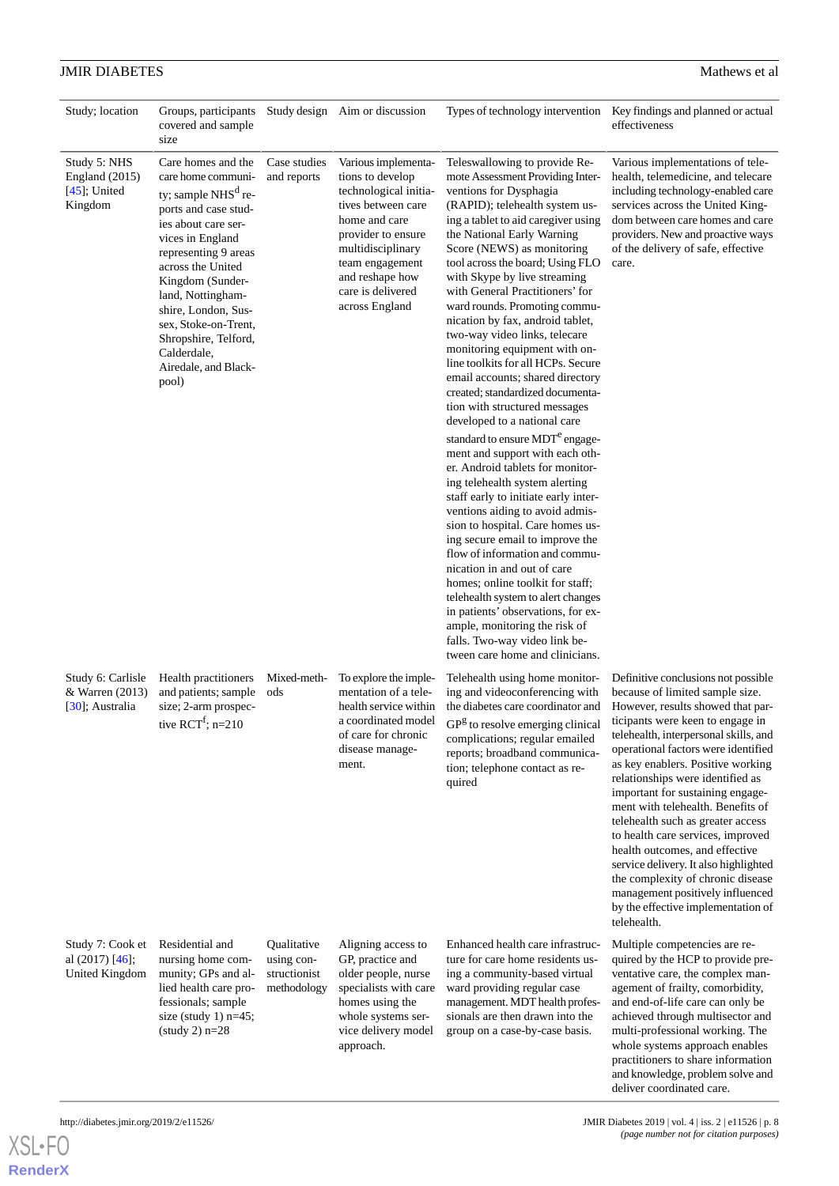| Study; location | Groups, participants covered and sample size | Study design | Aim or discussion | Types of technology intervention | Key findings and planned or actual effectiveness |
|---|---|---|---|---|---|
| Study 5: NHS England (2015) [45]; United Kingdom | Care homes and the care home community; sample NHS[d] reports and case studies about care services in England representing 9 areas across the United Kingdom (Sunderland, Nottinghamshire, London, Sussex, Stoke-on-Trent, Shropshire, Telford, Calderdale, Airedale, and Blackpool) | Case studies and reports | Various implementations to develop technological initiatives between care home and care provider to ensure multidisciplinary team engagement and reshape how care is delivered across England | Teleswallowing to provide Remote Assessment Providing Interventions for Dysphagia (RAPID); telehealth system using a tablet to aid caregiver using the National Early Warning Score (NEWS) as monitoring tool across the board; Using FLO with Skype by live streaming with General Practitioners' for ward rounds. Promoting communication by fax, android tablet, two-way video links, telecare monitoring equipment with online toolkits for all HCPs. Secure email accounts; shared directory created; standardized documentation with structured messages developed to a national care standard to ensure MDT[e] engagement and support with each other. Android tablets for monitoring telehealth system alerting staff early to initiate early interventions aiding to avoid admission to hospital. Care homes using secure email to improve the flow of information and communication in and out of care homes; online toolkit for staff; telehealth system to alert changes in patients' observations, for example, monitoring the risk of falls. Two-way video link between care home and clinicians. | Various implementations of telehealth, telemedicine, and telecare including technology-enabled care services across the United Kingdom between care homes and care providers. New and proactive ways of the delivery of safe, effective care. |
| Study 6: Carlisle & Warren (2013) [30]; Australia | Health practitioners and patients; sample size; 2-arm prospective RCT[f]; n=210 | Mixed-methods | To explore the implementation of a telehealth service within a coordinated model of care for chronic disease management. | Telehealth using home monitoring and videoconferencing with the diabetes care coordinator and GP[g] to resolve emerging clinical complications; regular emailed reports; broadband communication; telephone contact as required | Definitive conclusions not possible because of limited sample size. However, results showed that participants were keen to engage in telehealth, interpersonal skills, and operational factors were identified as key enablers. Positive working relationships were identified as important for sustaining engagement with telehealth. Benefits of telehealth such as greater access to health care services, improved health outcomes, and effective service delivery. It also highlighted the complexity of chronic disease management positively influenced by the effective implementation of telehealth. |
| Study 7: Cook et al (2017) [46]; United Kingdom | Residential and nursing home community; GPs and allied health care professionals; sample size (study 1) n=45; (study 2) n=28 | Qualitative using constructionist methodology | Aligning access to GP, practice and older people, nurse specialists with care homes using the whole systems service delivery model approach. | Enhanced health care infrastructure for care home residents using a community-based virtual ward providing regular case management. MDT health professionals are then drawn into the group on a case-by-case basis. | Multiple competencies are required by the HCP to provide preventative care, the complex management of frailty, comorbidity, and end-of-life care can only be achieved through multisector and multi-professional working. The whole systems approach enables practitioners to share information and knowledge, problem solve and deliver coordinated care. |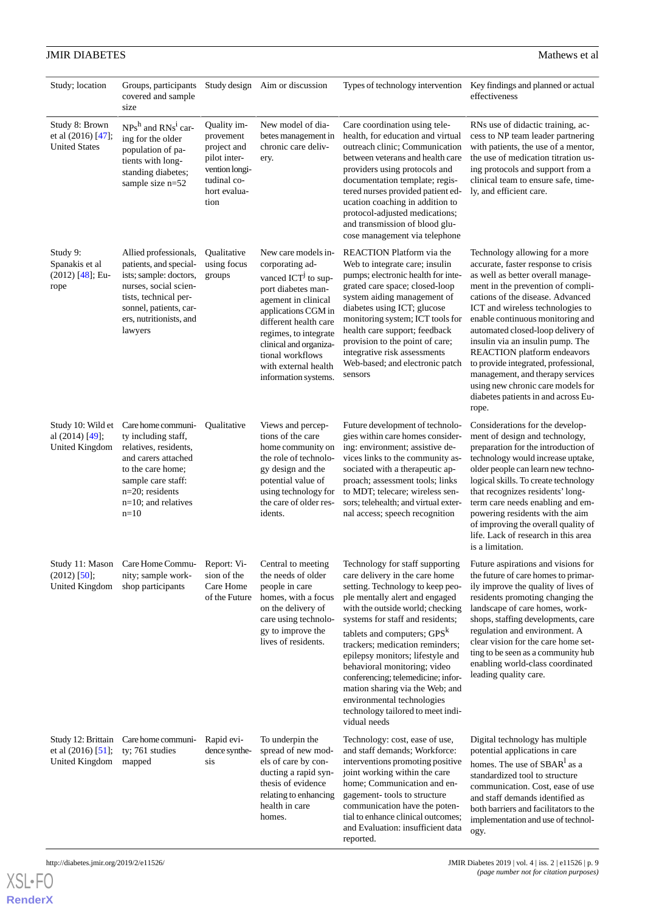| Study; location | Groups, participants covered and sample size | Study design | Aim or discussion | Types of technology intervention | Key findings and planned or actual effectiveness |
|---|---|---|---|---|---|
| Study 8: Brown et al (2016) [47]; United States | NPs[h] and RNs[i] caring for the older population of patients with longstanding diabetes; sample size n=52 | Quality improvement project and pilot intervention longitudinal cohort evaluation | New model of diabetes management in chronic care delivery. | Care coordination using telehealth, for education and virtual outreach clinic; Communication between veterans and health care providers using protocols and documentation template; registered nurses provided patient education coaching in addition to protocol-adjusted medications; and transmission of blood glucose management via telephone | RNs use of didactic training, access to NP team leader partnering with patients, the use of a mentor, the use of medication titration using protocols and support from a clinical team to ensure safe, timely, and efficient care. |
| Study 9: Spanakis et al (2012) [48]; Europe | Allied professionals, patients, and specialists; sample: doctors, nurses, social scientists, technical personnel, patients, carers, nutritionists, and lawyers | Qualitative using focus groups | New care models incorporating advanced ICT[j] to support diabetes management in clinical applications CGM in different health care regimes, to integrate clinical and organizational workflows with external health information systems. | REACTION Platform via the Web to integrate care; insulin pumps; electronic health for integrated care space; closed-loop system aiding management of diabetes using ICT; glucose monitoring system; ICT tools for health care support; feedback provision to the point of care; integrative risk assessments Web-based; and electronic patch sensors | Technology allowing for a more accurate, faster response to crisis as well as better overall management in the prevention of complications of the disease. Advanced ICT and wireless technologies to enable continuous monitoring and automated closed-loop delivery of insulin via an insulin pump. The REACTION platform endeavors to provide integrated, professional, management, and therapy services using new chronic care models for diabetes patients in and across Europe. |
| Study 10: Wild et al (2014) [49]; United Kingdom | Care home community including staff, relatives, residents, and carers attached to the care home; sample care staff: n=20; residents n=10; and relatives n=10 | Qualitative | Views and perceptions of the care home community on the role of technology design and the potential value of using technology for the care of older residents. | Future development of technologies within care homes considering: environment; assistive devices links to the community associated with a therapeutic approach; assessment tools; links to MDT; telecare; wireless sensors; telehealth; and virtual external access; speech recognition | Considerations for the development of design and technology, preparation for the introduction of technology would increase uptake, older people can learn new technological skills. To create technology that recognizes residents' long-term care needs enabling and empowering residents with the aim of improving the overall quality of life. Lack of research in this area is a limitation. |
| Study 11: Mason (2012) [50]; United Kingdom | Care Home Community; sample workshop participants | Report: Vision of the Care Home of the Future | Central to meeting the needs of older people in care homes, with a focus on the delivery of care using technology to improve the lives of residents. | Technology for staff supporting care delivery in the care home setting. Technology to keep people mentally alert and engaged with the outside world; checking systems for staff and residents; tablets and computers; GPS[k] trackers; medication reminders; epilepsy monitors; lifestyle and behavioral monitoring; video conferencing; telemedicine; information sharing via the Web; and environmental technologies technology tailored to meet individual needs | Future aspirations and visions for the future of care homes to primarily improve the quality of lives of residents promoting changing the landscape of care homes, workshops, staffing developments, care regulation and environment. A clear vision for the care home setting to be seen as a community hub enabling world-class coordinated leading quality care. |
| Study 12: Brittain et al (2016) [51]; United Kingdom | Care home community; 761 studies mapped | Rapid evidence synthesis | To underpin the spread of new models of care by conducting a rapid synthesis of evidence relating to enhancing health in care homes. | Technology: cost, ease of use, and staff demands; Workforce: interventions promoting positive joint working within the care home; Communication and engagement- tools to structure communication have the potential to enhance clinical outcomes; and Evaluation: insufficient data reported. | Digital technology has multiple potential applications in care homes. The use of SBAR[l] as a standardized tool to structure communication. Cost, ease of use and staff demands identified as both barriers and facilitators to the implementation and use of technology. |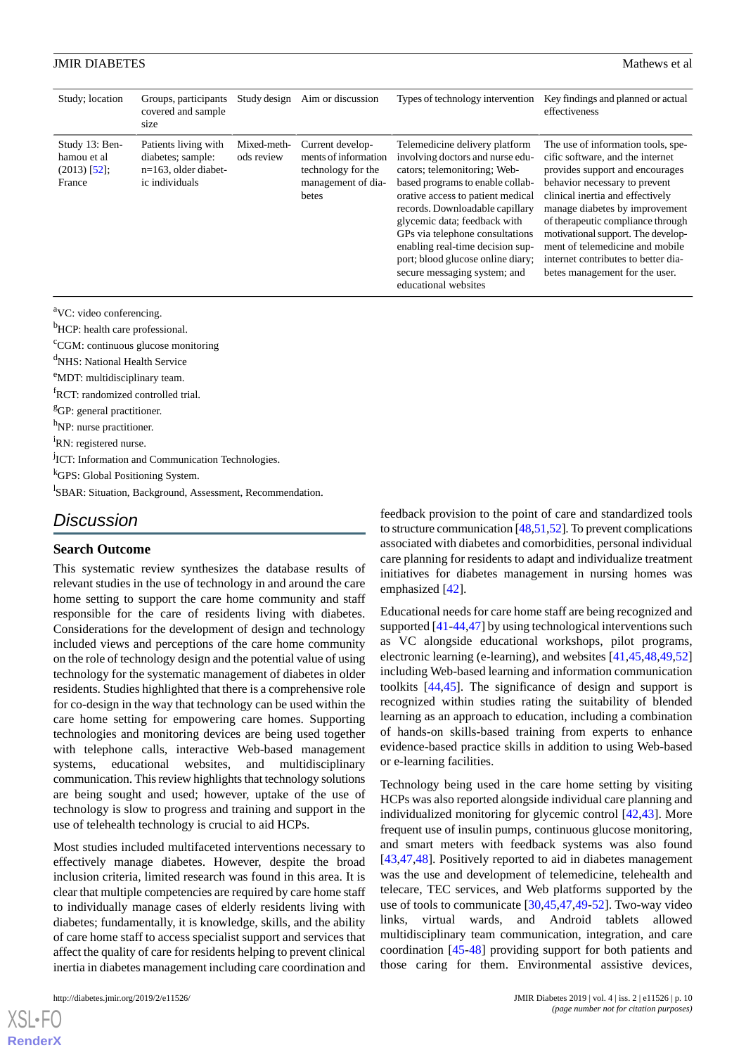| Study; location | Groups, participants covered and sample size | Study design | Aim or discussion | Types of technology intervention | Key findings and planned or actual effectiveness |
| --- | --- | --- | --- | --- | --- |
| Study 13: Benhamou et al (2013) [52]; France | Patients living with diabetes; sample: n=163, older diabetic individuals | Mixed-methods review | Current developments of information technology for the management of diabetes | Telemedicine delivery platform involving doctors and nurse educators; telemonitoring; Web-based programs to enable collaborative access to patient medical records. Downloadable capillary glycemic data; feedback with GPs via telephone consultations enabling real-time decision support; blood glucose online diary; secure messaging system; and educational websites | The use of information tools, specific software, and the internet provides support and encourages behavior necessary to prevent clinical inertia and effectively manage diabetes by improvement of therapeutic compliance through motivational support. The development of telemedicine and mobile internet contributes to better diabetes management for the user. |

[a]VC: video conferencing.

[b]HCP: health care professional.

[c]CGM: continuous glucose monitoring

[d]NHS: National Health Service

[e]MDT: multidisciplinary team.

[f]RCT: randomized controlled trial.

[g]GP: general practitioner.

[h]NP: nurse practitioner.

[i]RN: registered nurse.

[j]ICT: Information and Communication Technologies.

[k]GPS: Global Positioning System.

[l]SBAR: Situation, Background, Assessment, Recommendation.

## Discussion

### Search Outcome

This systematic review synthesizes the database results of relevant studies in the use of technology in and around the care home setting to support the care home community and staff responsible for the care of residents living with diabetes. Considerations for the development of design and technology included views and perceptions of the care home community on the role of technology design and the potential value of using technology for the systematic management of diabetes in older residents. Studies highlighted that there is a comprehensive role for co-design in the way that technology can be used within the care home setting for empowering care homes. Supporting technologies and monitoring devices are being used together with telephone calls, interactive Web-based management systems, educational websites, and multidisciplinary communication. This review highlights that technology solutions are being sought and used; however, uptake of the use of technology is slow to progress and training and support in the use of telehealth technology is crucial to aid HCPs.

Most studies included multifaceted interventions necessary to effectively manage diabetes. However, despite the broad inclusion criteria, limited research was found in this area. It is clear that multiple competencies are required by care home staff to individually manage cases of elderly residents living with diabetes; fundamentally, it is knowledge, skills, and the ability of care home staff to access specialist support and services that affect the quality of care for residents helping to prevent clinical inertia in diabetes management including care coordination and feedback provision to the point of care and standardized tools to structure communication [48,51,52]. To prevent complications associated with diabetes and comorbidities, personal individual care planning for residents to adapt and individualize treatment initiatives for diabetes management in nursing homes was emphasized [42].

Educational needs for care home staff are being recognized and supported [41-44,47] by using technological interventions such as VC alongside educational workshops, pilot programs, electronic learning (e-learning), and websites [41,45,48,49,52] including Web-based learning and information communication toolkits [44,45]. The significance of design and support is recognized within studies rating the suitability of blended learning as an approach to education, including a combination of hands-on skills-based training from experts to enhance evidence-based practice skills in addition to using Web-based or e-learning facilities.

Technology being used in the care home setting by visiting HCPs was also reported alongside individual care planning and individualized monitoring for glycemic control [42,43]. More frequent use of insulin pumps, continuous glucose monitoring, and smart meters with feedback systems was also found [43,47,48]. Positively reported to aid in diabetes management was the use and development of telemedicine, telehealth and telecare, TEC services, and Web platforms supported by the use of tools to communicate [30,45,47,49-52]. Two-way video links, virtual wards, and Android tablets allowed multidisciplinary team communication, integration, and care coordination [45-48] providing support for both patients and those caring for them. Environmental assistive devices,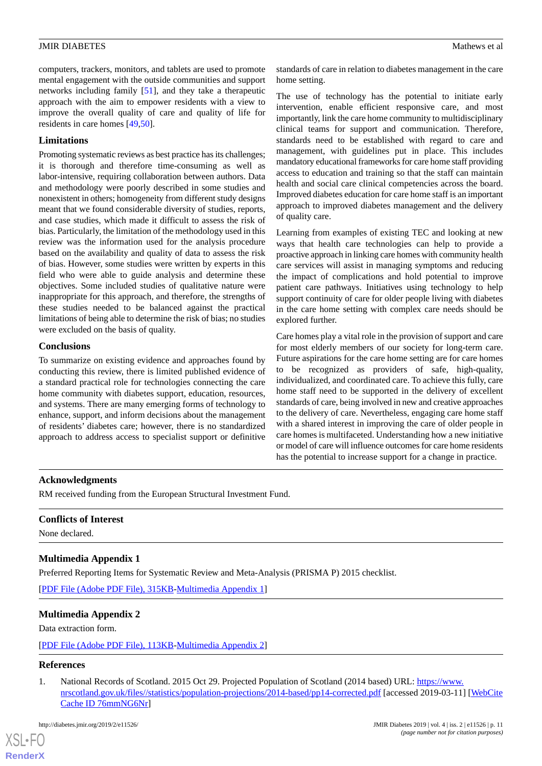computers, trackers, monitors, and tablets are used to promote mental engagement with the outside communities and support networks including family [51], and they take a therapeutic approach with the aim to empower residents with a view to improve the overall quality of care and quality of life for residents in care homes [49,50].

### Limitations

Promoting systematic reviews as best practice has its challenges; it is thorough and therefore time-consuming as well as labor-intensive, requiring collaboration between authors. Data and methodology were poorly described in some studies and nonexistent in others; homogeneity from different study designs meant that we found considerable diversity of studies, reports, and case studies, which made it difficult to assess the risk of bias. Particularly, the limitation of the methodology used in this review was the information used for the analysis procedure based on the availability and quality of data to assess the risk of bias. However, some studies were written by experts in this field who were able to guide analysis and determine these objectives. Some included studies of qualitative nature were inappropriate for this approach, and therefore, the strengths of these studies needed to be balanced against the practical limitations of being able to determine the risk of bias; no studies were excluded on the basis of quality.

### Conclusions

To summarize on existing evidence and approaches found by conducting this review, there is limited published evidence of a standard practical role for technologies connecting the care home community with diabetes support, education, resources, and systems. There are many emerging forms of technology to enhance, support, and inform decisions about the management of residents' diabetes care; however, there is no standardized approach to address access to specialist support or definitive standards of care in relation to diabetes management in the care home setting.

The use of technology has the potential to initiate early intervention, enable efficient responsive care, and most importantly, link the care home community to multidisciplinary clinical teams for support and communication. Therefore, standards need to be established with regard to care and management, with guidelines put in place. This includes mandatory educational frameworks for care home staff providing access to education and training so that the staff can maintain health and social care clinical competencies across the board. Improved diabetes education for care home staff is an important approach to improved diabetes management and the delivery of quality care.

Learning from examples of existing TEC and looking at new ways that health care technologies can help to provide a proactive approach in linking care homes with community health care services will assist in managing symptoms and reducing the impact of complications and hold potential to improve patient care pathways. Initiatives using technology to help support continuity of care for older people living with diabetes in the care home setting with complex care needs should be explored further.

Care homes play a vital role in the provision of support and care for most elderly members of our society for long-term care. Future aspirations for the care home setting are for care homes to be recognized as providers of safe, high-quality, individualized, and coordinated care. To achieve this fully, care home staff need to be supported in the delivery of excellent standards of care, being involved in new and creative approaches to the delivery of care. Nevertheless, engaging care home staff with a shared interest in improving the care of older people in care homes is multifaceted. Understanding how a new initiative or model of care will influence outcomes for care home residents has the potential to increase support for a change in practice.

## Acknowledgments

RM received funding from the European Structural Investment Fund.

## Conflicts of Interest

None declared.

## Multimedia Appendix 1

Preferred Reporting Items for Systematic Review and Meta-Analysis (PRISMA P) 2015 checklist.

[PDF File (Adobe PDF File), 315KB-Multimedia Appendix 1]

## Multimedia Appendix 2

Data extraction form.

[PDF File (Adobe PDF File), 113KB-Multimedia Appendix 2]

## References

1. National Records of Scotland. 2015 Oct 29. Projected Population of Scotland (2014 based) URL: https://www.nrscotland.gov.uk/files//statistics/population-projections/2014-based/pp14-corrected.pdf [accessed 2019-03-11] [WebCite Cache ID 76mmNG6Nr]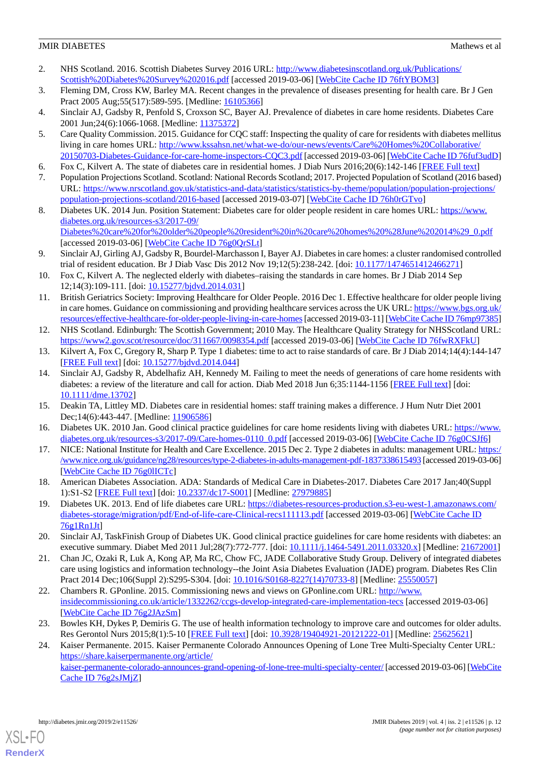2. NHS Scotland. 2016. Scottish Diabetes Survey 2016 URL: http://www.diabetesinscotland.org.uk/Publications/Scottish%20Diabetes%20Survey%202016.pdf [accessed 2019-03-06] [WebCite Cache ID 76ftYBOM3]
3. Fleming DM, Cross KW, Barley MA. Recent changes in the prevalence of diseases presenting for health care. Br J Gen Pract 2005 Aug;55(517):589-595. [Medline: 16105366]
4. Sinclair AJ, Gadsby R, Penfold S, Croxson SC, Bayer AJ. Prevalence of diabetes in care home residents. Diabetes Care 2001 Jun;24(6):1066-1068. [Medline: 11375372]
5. Care Quality Commission. 2015. Guidance for CQC staff: Inspecting the quality of care for residents with diabetes mellitus living in care homes URL: http://www.kssahsn.net/what-we-do/our-news/events/Care%20Homes%20Collaborative/20150703-Diabetes-Guidance-for-care-home-inspectors-CQC3.pdf [accessed 2019-03-06] [WebCite Cache ID 76fuf3udD]
6. Fox C, Kilvert A. The state of diabetes care in residential homes. J Diab Nurs 2016;20(6):142-146 [FREE Full text]
7. Population Projections Scotland. Scotland: National Records Scotland; 2017. Projected Population of Scotland (2016 based) URL: https://www.nrscotland.gov.uk/statistics-and-data/statistics/statistics-by-theme/population/population-projections/population-projections-scotland/2016-based [accessed 2019-03-07] [WebCite Cache ID 76h0rGTvo]
8. Diabetes UK. 2014 Jun. Position Statement: Diabetes care for older people resident in care homes URL: https://www.diabetes.org.uk/resources-s3/2017-09/Diabetes%20care%20for%20older%20people%20resident%20in%20care%20homes%20%28June%202014%29_0.pdf [accessed 2019-03-06] [WebCite Cache ID 76g0QrSLt]
9. Sinclair AJ, Girling AJ, Gadsby R, Bourdel-Marchasson I, Bayer AJ. Diabetes in care homes: a cluster randomised controlled trial of resident education. Br J Diab Vasc Dis 2012 Nov 19;12(5):238-242. [doi: 10.1177/1474651412466271]
10. Fox C, Kilvert A. The neglected elderly with diabetes–raising the standards in care homes. Br J Diab 2014 Sep 12;14(3):109-111. [doi: 10.15277/bjdvd.2014.031]
11. British Geriatrics Society: Improving Healthcare for Older People. 2016 Dec 1. Effective healthcare for older people living in care homes. Guidance on commissioning and providing healthcare services across the UK URL: https://www.bgs.org.uk/resources/effective-healthcare-for-older-people-living-in-care-homes [accessed 2019-03-11] [WebCite Cache ID 76mp97385]
12. NHS Scotland. Edinburgh: The Scottish Government; 2010 May. The Healthcare Quality Strategy for NHSScotland URL: https://www2.gov.scot/resource/doc/311667/0098354.pdf [accessed 2019-03-06] [WebCite Cache ID 76fwRXFkU]
13. Kilvert A, Fox C, Gregory R, Sharp P. Type 1 diabetes: time to act to raise standards of care. Br J Diab 2014;14(4):144-147 [FREE Full text] [doi: 10.15277/bjdvd.2014.044]
14. Sinclair AJ, Gadsby R, Abdelhafiz AH, Kennedy M. Failing to meet the needs of generations of care home residents with diabetes: a review of the literature and call for action. Diab Med 2018 Jun 6;35:1144-1156 [FREE Full text] [doi: 10.1111/dme.13702]
15. Deakin TA, Littley MD. Diabetes care in residential homes: staff training makes a difference. J Hum Nutr Diet 2001 Dec;14(6):443-447. [Medline: 11906586]
16. Diabetes UK. 2010 Jan. Good clinical practice guidelines for care home residents living with diabetes URL: https://www.diabetes.org.uk/resources-s3/2017-09/Care-homes-0110_0.pdf [accessed 2019-03-06] [WebCite Cache ID 76g0CSJf6]
17. NICE: National Institute for Health and Care Excellence. 2015 Dec 2. Type 2 diabetes in adults: management URL: https://www.nice.org.uk/guidance/ng28/resources/type-2-diabetes-in-adults-management-pdf-1837338615493 [accessed 2019-03-06] [WebCite Cache ID 76g0lICTc]
18. American Diabetes Association. ADA: Standards of Medical Care in Diabetes-2017. Diabetes Care 2017 Jan;40(Suppl 1):S1-S2 [FREE Full text] [doi: 10.2337/dc17-S001] [Medline: 27979885]
19. Diabetes UK. 2013. End of life diabetes care URL: https://diabetes-resources-production.s3-eu-west-1.amazonaws.com/diabetes-storage/migration/pdf/End-of-life-care-Clinical-recs111113.pdf [accessed 2019-03-06] [WebCite Cache ID 76g1Rn1Jt]
20. Sinclair AJ, TaskFinish Group of Diabetes UK. Good clinical practice guidelines for care home residents with diabetes: an executive summary. Diabet Med 2011 Jul;28(7):772-777. [doi: 10.1111/j.1464-5491.2011.03320.x] [Medline: 21672001]
21. Chan JC, Ozaki R, Luk A, Kong AP, Ma RC, Chow FC, JADE Collaborative Study Group. Delivery of integrated diabetes care using logistics and information technology--the Joint Asia Diabetes Evaluation (JADE) program. Diabetes Res Clin Pract 2014 Dec;106(Suppl 2):S295-S304. [doi: 10.1016/S0168-8227(14)70733-8] [Medline: 25550057]
22. Chambers R. GPonline. 2015. Commissioning news and views on GPonline.com URL: http://www.insidecommissioning.co.uk/article/1332262/ccgs-develop-integrated-care-implementation-tecs [accessed 2019-03-06] [WebCite Cache ID 76g2JAzSm]
23. Bowles KH, Dykes P, Demiris G. The use of health information technology to improve care and outcomes for older adults. Res Gerontol Nurs 2015;8(1):5-10 [FREE Full text] [doi: 10.3928/19404921-20121222-01] [Medline: 25625621]
24. Kaiser Permanente. 2015. Kaiser Permanente Colorado Announces Opening of Lone Tree Multi-Specialty Center URL: https://share.kaiserpermanente.org/article/kaiser-permanente-colorado-announces-grand-opening-of-lone-tree-multi-specialty-center/ [accessed 2019-03-06] [WebCite Cache ID 76g2sJMjZ]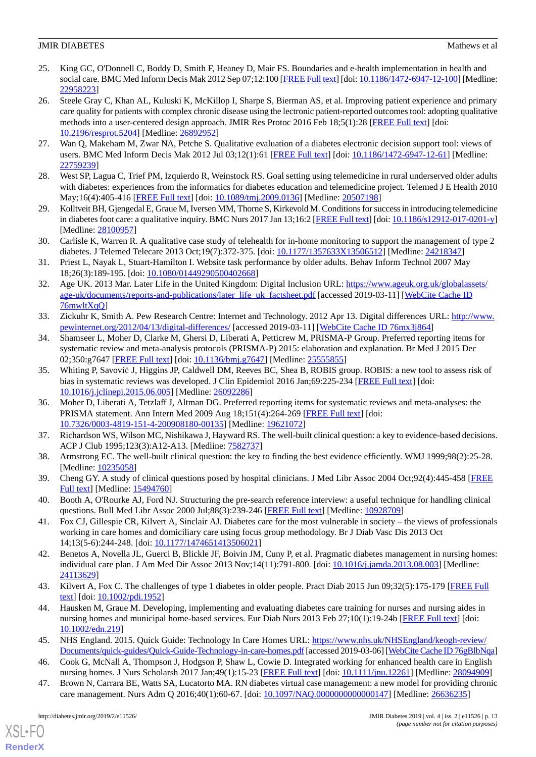25. King GC, O'Donnell C, Boddy D, Smith F, Heaney D, Mair FS. Boundaries and e-health implementation in health and social care. BMC Med Inform Decis Mak 2012 Sep 07;12:100 [FREE Full text] [doi: 10.1186/1472-6947-12-100] [Medline: 22958223]
26. Steele Gray C, Khan AL, Kuluski K, McKillop I, Sharpe S, Bierman AS, et al. Improving patient experience and primary care quality for patients with complex chronic disease using the lectronic patient-reported outcomes tool: adopting qualitative methods into a user-centered design approach. JMIR Res Protoc 2016 Feb 18;5(1):28 [FREE Full text] [doi: 10.2196/resprot.5204] [Medline: 26892952]
27. Wan Q, Makeham M, Zwar NA, Petche S. Qualitative evaluation of a diabetes electronic decision support tool: views of users. BMC Med Inform Decis Mak 2012 Jul 03;12(1):61 [FREE Full text] [doi: 10.1186/1472-6947-12-61] [Medline: 22759239]
28. West SP, Lagua C, Trief PM, Izquierdo R, Weinstock RS. Goal setting using telemedicine in rural underserved older adults with diabetes: experiences from the informatics for diabetes education and telemedicine project. Telemed J E Health 2010 May;16(4):405-416 [FREE Full text] [doi: 10.1089/tmj.2009.0136] [Medline: 20507198]
29. Kolltveit BH, Gjengedal E, Graue M, Iversen MM, Thorne S, Kirkevold M. Conditions for success in introducing telemedicine in diabetes foot care: a qualitative inquiry. BMC Nurs 2017 Jan 13;16:2 [FREE Full text] [doi: 10.1186/s12912-017-0201-y] [Medline: 28100957]
30. Carlisle K, Warren R. A qualitative case study of telehealth for in-home monitoring to support the management of type 2 diabetes. J Telemed Telecare 2013 Oct;19(7):372-375. [doi: 10.1177/1357633X13506512] [Medline: 24218347]
31. Priest L, Nayak L, Stuart-Hamilton I. Website task performance by older adults. Behav Inform Technol 2007 May 18;26(3):189-195. [doi: 10.1080/01449290500402668]
32. Age UK. 2013 Mar. Later Life in the United Kingdom: Digital Inclusion URL: https://www.ageuk.org.uk/globalassets/age-uk/documents/reports-and-publications/later_life_uk_factsheet.pdf [accessed 2019-03-11] [WebCite Cache ID 76mwltXqQ]
33. Zickuhr K, Smith A. Pew Research Centre: Internet and Technology. 2012 Apr 13. Digital differences URL: http://www.pewinternet.org/2012/04/13/digital-differences/ [accessed 2019-03-11] [WebCite Cache ID 76mx3j864]
34. Shamseer L, Moher D, Clarke M, Ghersi D, Liberati A, Petticrew M, PRISMA-P Group. Preferred reporting items for systematic review and meta-analysis protocols (PRISMA-P) 2015: elaboration and explanation. Br Med J 2015 Dec 02;350:g7647 [FREE Full text] [doi: 10.1136/bmj.g7647] [Medline: 25555855]
35. Whiting P, Savović J, Higgins JP, Caldwell DM, Reeves BC, Shea B, ROBIS group. ROBIS: a new tool to assess risk of bias in systematic reviews was developed. J Clin Epidemiol 2016 Jan;69:225-234 [FREE Full text] [doi: 10.1016/j.jclinepi.2015.06.005] [Medline: 26092286]
36. Moher D, Liberati A, Tetzlaff J, Altman DG. Preferred reporting items for systematic reviews and meta-analyses: the PRISMA statement. Ann Intern Med 2009 Aug 18;151(4):264-269 [FREE Full text] [doi: 10.7326/0003-4819-151-4-200908180-00135] [Medline: 19621072]
37. Richardson WS, Wilson MC, Nishikawa J, Hayward RS. The well-built clinical question: a key to evidence-based decisions. ACP J Club 1995;123(3):A12-A13. [Medline: 7582737]
38. Armstrong EC. The well-built clinical question: the key to finding the best evidence efficiently. WMJ 1999;98(2):25-28. [Medline: 10235058]
39. Cheng GY. A study of clinical questions posed by hospital clinicians. J Med Libr Assoc 2004 Oct;92(4):445-458 [FREE Full text] [Medline: 15494760]
40. Booth A, O'Rourke AJ, Ford NJ. Structuring the pre-search reference interview: a useful technique for handling clinical questions. Bull Med Libr Assoc 2000 Jul;88(3):239-246 [FREE Full text] [Medline: 10928709]
41. Fox CJ, Gillespie CR, Kilvert A, Sinclair AJ. Diabetes care for the most vulnerable in society – the views of professionals working in care homes and domiciliary care using focus group methodology. Br J Diab Vasc Dis 2013 Oct 14;13(5-6):244-248. [doi: 10.1177/1474651413506021]
42. Benetos A, Novella JL, Guerci B, Blickle JF, Boivin JM, Cuny P, et al. Pragmatic diabetes management in nursing homes: individual care plan. J Am Med Dir Assoc 2013 Nov;14(11):791-800. [doi: 10.1016/j.jamda.2013.08.003] [Medline: 24113629]
43. Kilvert A, Fox C. The challenges of type 1 diabetes in older people. Pract Diab 2015 Jun 09;32(5):175-179 [FREE Full text] [doi: 10.1002/pdi.1952]
44. Hausken M, Graue M. Developing, implementing and evaluating diabetes care training for nurses and nursing aides in nursing homes and municipal home-based services. Eur Diab Nurs 2013 Feb 27;10(1):19-24b [FREE Full text] [doi: 10.1002/edn.219]
45. NHS England. 2015. Quick Guide: Technology In Care Homes URL: https://www.nhs.uk/NHSEngland/keogh-review/Documents/quick-guides/Quick-Guide-Technology-in-care-homes.pdf [accessed 2019-03-06] [WebCite Cache ID 76gBlbNqa]
46. Cook G, McNall A, Thompson J, Hodgson P, Shaw L, Cowie D. Integrated working for enhanced health care in English nursing homes. J Nurs Scholarsh 2017 Jan;49(1):15-23 [FREE Full text] [doi: 10.1111/jnu.12261] [Medline: 28094909]
47. Brown N, Carrara BE, Watts SA, Lucatorto MA. RN diabetes virtual case management: a new model for providing chronic care management. Nurs Adm Q 2016;40(1):60-67. [doi: 10.1097/NAQ.0000000000000147] [Medline: 26636235]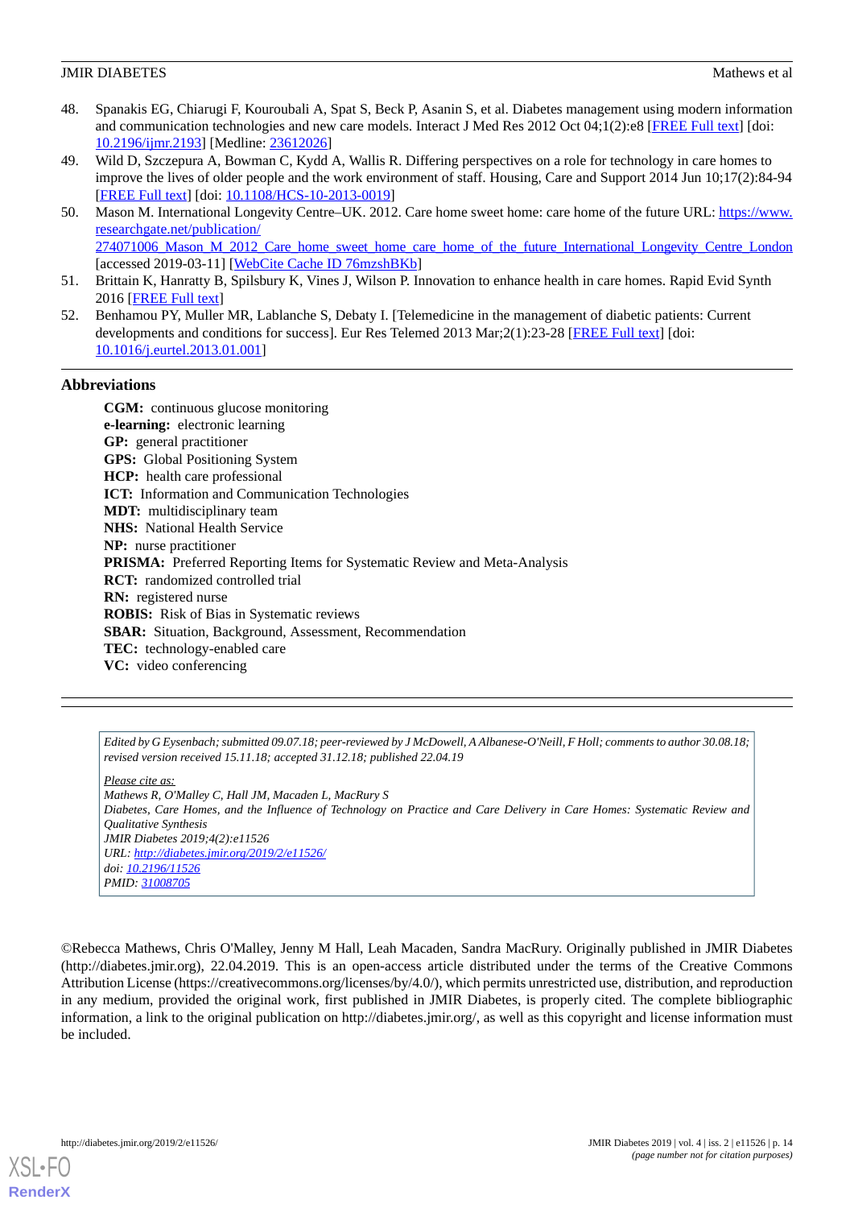48. Spanakis EG, Chiarugi F, Kouroubali A, Spat S, Beck P, Asanin S, et al. Diabetes management using modern information and communication technologies and new care models. Interact J Med Res 2012 Oct 04;1(2):e8 [FREE Full text] [doi: 10.2196/ijmr.2193] [Medline: 23612026]
49. Wild D, Szczepura A, Bowman C, Kydd A, Wallis R. Differing perspectives on a role for technology in care homes to improve the lives of older people and the work environment of staff. Housing, Care and Support 2014 Jun 10;17(2):84-94 [FREE Full text] [doi: 10.1108/HCS-10-2013-0019]
50. Mason M. International Longevity Centre–UK. 2012. Care home sweet home: care home of the future URL: https://www.researchgate.net/publication/274071006_Mason_M_2012_Care_home_sweet_home_care_home_of_the_future_International_Longevity_Centre_London [accessed 2019-03-11] [WebCite Cache ID 76mzshBKb]
51. Brittain K, Hanratty B, Spilsbury K, Vines J, Wilson P. Innovation to enhance health in care homes. Rapid Evid Synth 2016 [FREE Full text]
52. Benhamou PY, Muller MR, Lablanche S, Debaty I. [Telemedicine in the management of diabetic patients: Current developments and conditions for success]. Eur Res Telemed 2013 Mar;2(1):23-28 [FREE Full text] [doi: 10.1016/j.eurtel.2013.01.001]

## Abbreviations

**CGM:** continuous glucose monitoring
**e-learning:** electronic learning
**GP:** general practitioner
**GPS:** Global Positioning System
**HCP:** health care professional
**ICT:** Information and Communication Technologies
**MDT:** multidisciplinary team
**NHS:** National Health Service
**NP:** nurse practitioner
**PRISMA:** Preferred Reporting Items for Systematic Review and Meta-Analysis
**RCT:** randomized controlled trial
**RN:** registered nurse
**ROBIS:** Risk of Bias in Systematic reviews
**SBAR:** Situation, Background, Assessment, Recommendation
**TEC:** technology-enabled care
**VC:** video conferencing

---

*Edited by G Eysenbach; submitted 09.07.18; peer-reviewed by J McDowell, A Albanese-O'Neill, F Holl; comments to author 30.08.18; revised version received 15.11.18; accepted 31.12.18; published 22.04.19*

*Please cite as:*
*Mathews R, O'Malley C, Hall JM, Macaden L, MacRury S*
*Diabetes, Care Homes, and the Influence of Technology on Practice and Care Delivery in Care Homes: Systematic Review and Qualitative Synthesis*
*JMIR Diabetes 2019;4(2):e11526*
*URL: http://diabetes.jmir.org/2019/2/e11526/*
*doi: 10.2196/11526*
*PMID: 31008705*

©Rebecca Mathews, Chris O'Malley, Jenny M Hall, Leah Macaden, Sandra MacRury. Originally published in JMIR Diabetes (http://diabetes.jmir.org), 22.04.2019. This is an open-access article distributed under the terms of the Creative Commons Attribution License (https://creativecommons.org/licenses/by/4.0/), which permits unrestricted use, distribution, and reproduction in any medium, provided the original work, first published in JMIR Diabetes, is properly cited. The complete bibliographic information, a link to the original publication on http://diabetes.jmir.org/, as well as this copyright and license information must be included.